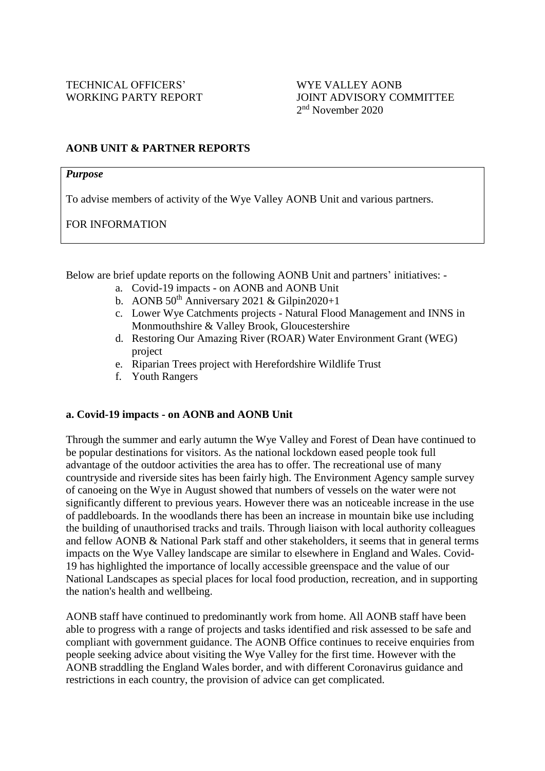TECHNICAL OFFICERS' WORKING PARTY REPORT

WYE VALLEY AONB JOINT ADVISORY COMMITTEE
2nd November 2020

## AONB UNIT & PARTNER REPORTS

| ***Purpose*** |
| --- |
| To advise members of activity of the Wye Valley AONB Unit and various partners. |
| FOR INFORMATION |

Below are brief update reports on the following AONB Unit and partners' initiatives: -

a. Covid-19 impacts - on AONB and AONB Unit
b. AONB 50th Anniversary 2021 & Gilpin2020+1
c. Lower Wye Catchments projects - Natural Flood Management and INNS in Monmouthshire & Valley Brook, Gloucestershire
d. Restoring Our Amazing River (ROAR) Water Environment Grant (WEG) project
e. Riparian Trees project with Herefordshire Wildlife Trust
f. Youth Rangers

### a. Covid-19 impacts - on AONB and AONB Unit

Through the summer and early autumn the Wye Valley and Forest of Dean have continued to be popular destinations for visitors. As the national lockdown eased people took full advantage of the outdoor activities the area has to offer. The recreational use of many countryside and riverside sites has been fairly high. The Environment Agency sample survey of canoeing on the Wye in August showed that numbers of vessels on the water were not significantly different to previous years. However there was an noticeable increase in the use of paddleboards. In the woodlands there has been an increase in mountain bike use including the building of unauthorised tracks and trails. Through liaison with local authority colleagues and fellow AONB & National Park staff and other stakeholders, it seems that in general terms impacts on the Wye Valley landscape are similar to elsewhere in England and Wales. Covid-19 has highlighted the importance of locally accessible greenspace and the value of our National Landscapes as special places for local food production, recreation, and in supporting the nation's health and wellbeing.

AONB staff have continued to predominantly work from home. All AONB staff have been able to progress with a range of projects and tasks identified and risk assessed to be safe and compliant with government guidance. The AONB Office continues to receive enquiries from people seeking advice about visiting the Wye Valley for the first time. However with the AONB straddling the England Wales border, and with different Coronavirus guidance and restrictions in each country, the provision of advice can get complicated.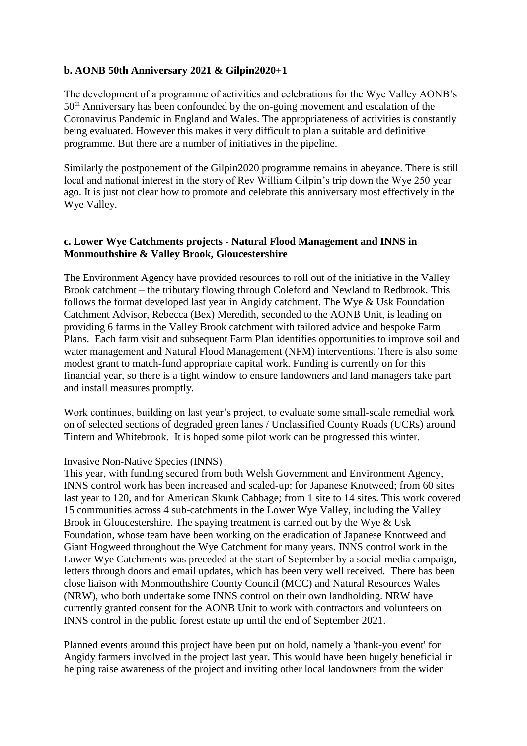**b. AONB 50th Anniversary 2021 & Gilpin2020+1**

The development of a programme of activities and celebrations for the Wye Valley AONB's 50th Anniversary has been confounded by the on-going movement and escalation of the Coronavirus Pandemic in England and Wales. The appropriateness of activities is constantly being evaluated. However this makes it very difficult to plan a suitable and definitive programme. But there are a number of initiatives in the pipeline.

Similarly the postponement of the Gilpin2020 programme remains in abeyance. There is still local and national interest in the story of Rev William Gilpin's trip down the Wye 250 year ago. It is just not clear how to promote and celebrate this anniversary most effectively in the Wye Valley.

**c. Lower Wye Catchments projects - Natural Flood Management and INNS in Monmouthshire & Valley Brook, Gloucestershire**

The Environment Agency have provided resources to roll out of the initiative in the Valley Brook catchment – the tributary flowing through Coleford and Newland to Redbrook. This follows the format developed last year in Angidy catchment. The Wye & Usk Foundation Catchment Advisor, Rebecca (Bex) Meredith, seconded to the AONB Unit, is leading on providing 6 farms in the Valley Brook catchment with tailored advice and bespoke Farm Plans. Each farm visit and subsequent Farm Plan identifies opportunities to improve soil and water management and Natural Flood Management (NFM) interventions. There is also some modest grant to match-fund appropriate capital work. Funding is currently on for this financial year, so there is a tight window to ensure landowners and land managers take part and install measures promptly.

Work continues, building on last year's project, to evaluate some small-scale remedial work on of selected sections of degraded green lanes / Unclassified County Roads (UCRs) around Tintern and Whitebrook. It is hoped some pilot work can be progressed this winter.

Invasive Non-Native Species (INNS)
This year, with funding secured from both Welsh Government and Environment Agency, INNS control work has been increased and scaled-up: for Japanese Knotweed; from 60 sites last year to 120, and for American Skunk Cabbage; from 1 site to 14 sites. This work covered 15 communities across 4 sub-catchments in the Lower Wye Valley, including the Valley Brook in Gloucestershire. The spaying treatment is carried out by the Wye & Usk Foundation, whose team have been working on the eradication of Japanese Knotweed and Giant Hogweed throughout the Wye Catchment for many years. INNS control work in the Lower Wye Catchments was preceded at the start of September by a social media campaign, letters through doors and email updates, which has been very well received. There has been close liaison with Monmouthshire County Council (MCC) and Natural Resources Wales (NRW), who both undertake some INNS control on their own landholding. NRW have currently granted consent for the AONB Unit to work with contractors and volunteers on INNS control in the public forest estate up until the end of September 2021.

Planned events around this project have been put on hold, namely a 'thank-you event' for Angidy farmers involved in the project last year. This would have been hugely beneficial in helping raise awareness of the project and inviting other local landowners from the wider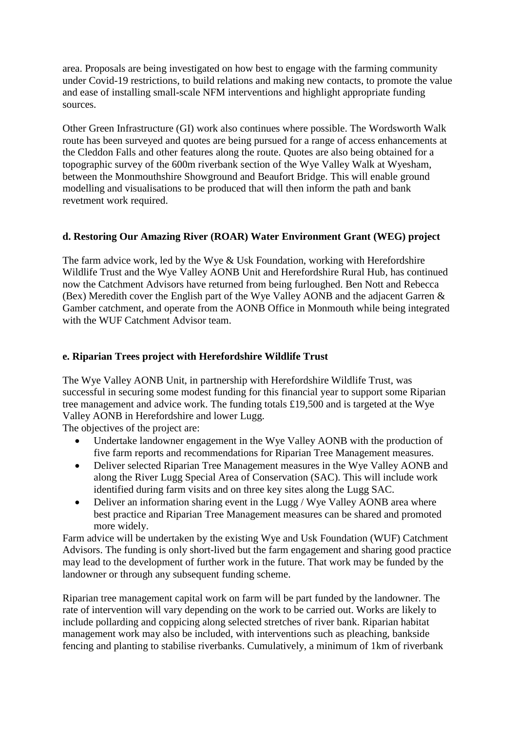area. Proposals are being investigated on how best to engage with the farming community under Covid-19 restrictions, to build relations and making new contacts, to promote the value and ease of installing small-scale NFM interventions and highlight appropriate funding sources.

Other Green Infrastructure (GI) work also continues where possible. The Wordsworth Walk route has been surveyed and quotes are being pursued for a range of access enhancements at the Cleddon Falls and other features along the route. Quotes are also being obtained for a topographic survey of the 600m riverbank section of the Wye Valley Walk at Wyesham, between the Monmouthshire Showground and Beaufort Bridge. This will enable ground modelling and visualisations to be produced that will then inform the path and bank revetment work required.

### d. Restoring Our Amazing River (ROAR) Water Environment Grant (WEG) project

The farm advice work, led by the Wye & Usk Foundation, working with Herefordshire Wildlife Trust and the Wye Valley AONB Unit and Herefordshire Rural Hub, has continued now the Catchment Advisors have returned from being furloughed. Ben Nott and Rebecca (Bex) Meredith cover the English part of the Wye Valley AONB and the adjacent Garren & Gamber catchment, and operate from the AONB Office in Monmouth while being integrated with the WUF Catchment Advisor team.

### e. Riparian Trees project with Herefordshire Wildlife Trust

The Wye Valley AONB Unit, in partnership with Herefordshire Wildlife Trust, was successful in securing some modest funding for this financial year to support some Riparian tree management and advice work. The funding totals £19,500 and is targeted at the Wye Valley AONB in Herefordshire and lower Lugg.
The objectives of the project are:

- Undertake landowner engagement in the Wye Valley AONB with the production of five farm reports and recommendations for Riparian Tree Management measures.
- Deliver selected Riparian Tree Management measures in the Wye Valley AONB and along the River Lugg Special Area of Conservation (SAC). This will include work identified during farm visits and on three key sites along the Lugg SAC.
- Deliver an information sharing event in the Lugg / Wye Valley AONB area where best practice and Riparian Tree Management measures can be shared and promoted more widely.

Farm advice will be undertaken by the existing Wye and Usk Foundation (WUF) Catchment Advisors. The funding is only short-lived but the farm engagement and sharing good practice may lead to the development of further work in the future. That work may be funded by the landowner or through any subsequent funding scheme.

Riparian tree management capital work on farm will be part funded by the landowner. The rate of intervention will vary depending on the work to be carried out. Works are likely to include pollarding and coppicing along selected stretches of river bank. Riparian habitat management work may also be included, with interventions such as pleaching, bankside fencing and planting to stabilise riverbanks. Cumulatively, a minimum of 1km of riverbank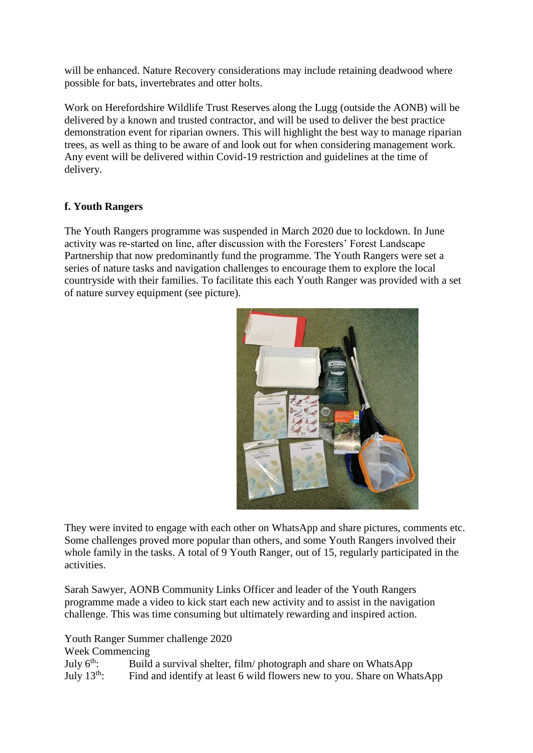will be enhanced. Nature Recovery considerations may include retaining deadwood where possible for bats, invertebrates and otter holts.

Work on Herefordshire Wildlife Trust Reserves along the Lugg (outside the AONB) will be delivered by a known and trusted contractor, and will be used to deliver the best practice demonstration event for riparian owners. This will highlight the best way to manage riparian trees, as well as thing to be aware of and look out for when considering management work. Any event will be delivered within Covid-19 restriction and guidelines at the time of delivery.

### f. Youth Rangers

The Youth Rangers programme was suspended in March 2020 due to lockdown. In June activity was re-started on line, after discussion with the Foresters' Forest Landscape Partnership that now predominantly fund the programme. The Youth Rangers were set a series of nature tasks and navigation challenges to encourage them to explore the local countryside with their families. To facilitate this each Youth Ranger was provided with a set of nature survey equipment (see picture).

They were invited to engage with each other on WhatsApp and share pictures, comments etc. Some challenges proved more popular than others, and some Youth Rangers involved their whole family in the tasks. A total of 9 Youth Ranger, out of 15, regularly participated in the activities.

Sarah Sawyer, AONB Community Links Officer and leader of the Youth Rangers programme made a video to kick start each new activity and to assist in the navigation challenge. This was time consuming but ultimately rewarding and inspired action.

Youth Ranger Summer challenge 2020
Week Commencing
July 6th: Build a survival shelter, film/ photograph and share on WhatsApp
July 13th: Find and identify at least 6 wild flowers new to you. Share on WhatsApp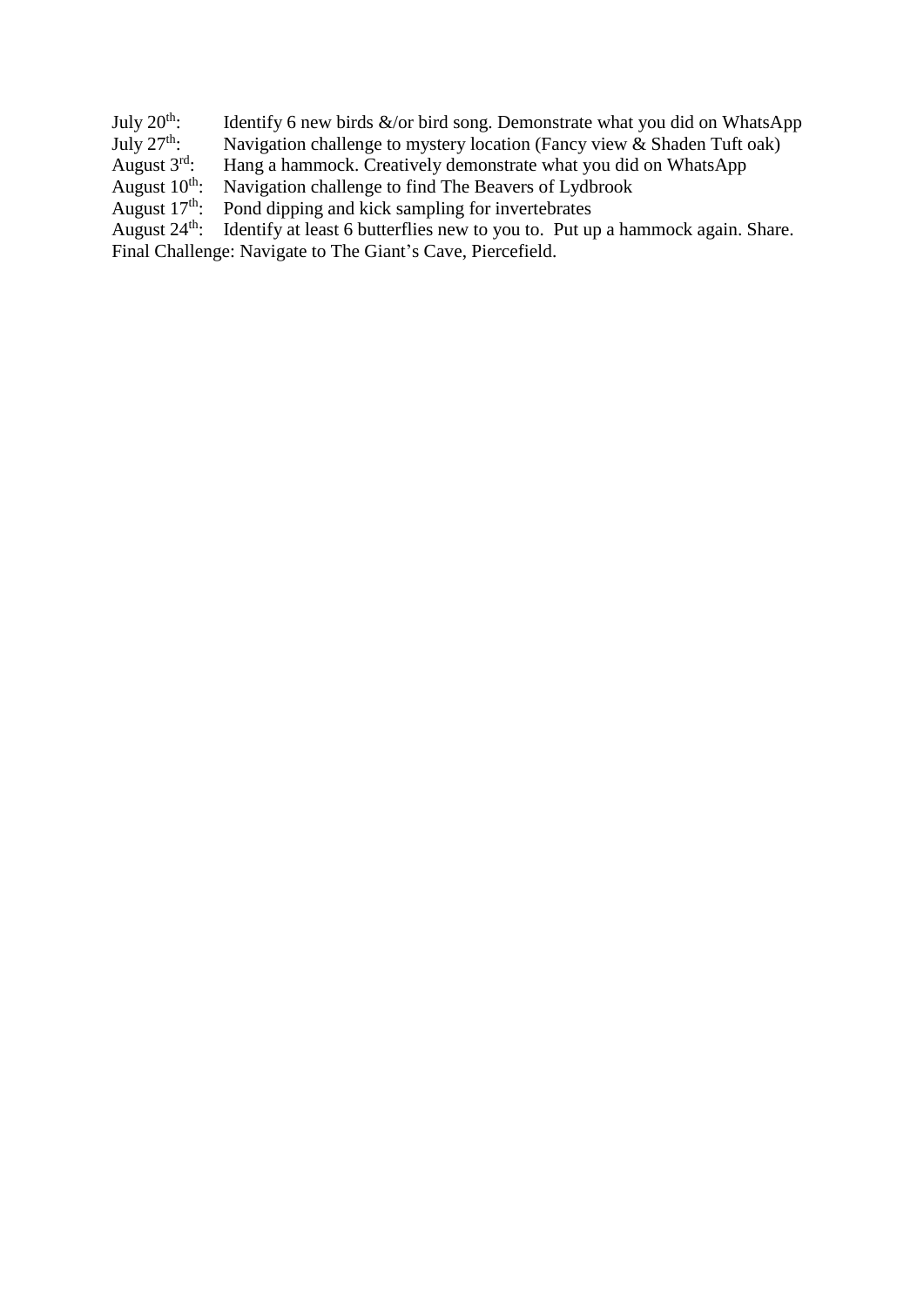July 20th: Identify 6 new birds &/or bird song. Demonstrate what you did on WhatsApp
July 27th: Navigation challenge to mystery location (Fancy view & Shaden Tuft oak)
August 3rd: Hang a hammock. Creatively demonstrate what you did on WhatsApp
August 10th: Navigation challenge to find The Beavers of Lydbrook
August 17th: Pond dipping and kick sampling for invertebrates
August 24th: Identify at least 6 butterflies new to you to. Put up a hammock again. Share.
Final Challenge: Navigate to The Giant's Cave, Piercefield.